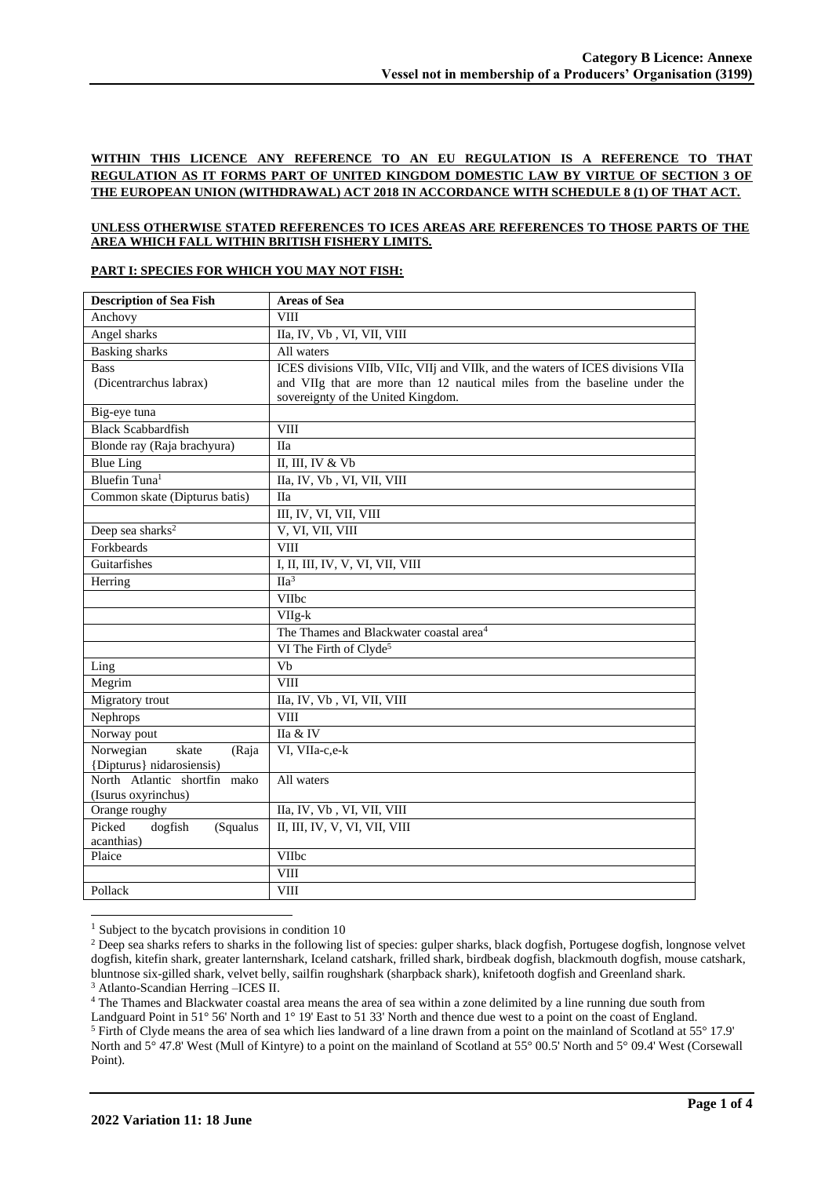**WITHIN THIS LICENCE ANY REFERENCE TO AN EU REGULATION IS A REFERENCE TO THAT REGULATION AS IT FORMS PART OF UNITED KINGDOM DOMESTIC LAW BY VIRTUE OF SECTION 3 OF THE EUROPEAN UNION (WITHDRAWAL) ACT 2018 IN ACCORDANCE WITH SCHEDULE 8 (1) OF THAT ACT.**

**UNLESS OTHERWISE STATED REFERENCES TO ICES AREAS ARE REFERENCES TO THOSE PARTS OF THE AREA WHICH FALL WITHIN BRITISH FISHERY LIMITS.**

**PART I: SPECIES FOR WHICH YOU MAY NOT FISH:**

| Description of Sea Fish | Areas of Sea |
|---|---|
| Anchovy | VIII |
| Angel sharks | IIa, IV, Vb , VI, VII, VIII |
| Basking sharks | All waters |
| Bass (Dicentrarchus labrax) | ICES divisions VIIb, VIIc, VIIj and VIIk, and the waters of ICES divisions VIIa and VIIg that are more than 12 nautical miles from the baseline under the sovereignty of the United Kingdom. |
| Big-eye tuna | |
| Black Scabbardfish | VIII |
| Blonde ray (Raja brachyura) | IIa |
| Blue Ling | II, III, IV & Vb |
| Bluefin Tuna[1] | IIa, IV, Vb , VI, VII, VIII |
| Common skate (Dipturus batis) | IIa |
| | III, IV, VI, VII, VIII |
| Deep sea sharks[2] | V, VI, VII, VIII |
| Forkbeards | VIII |
| Guitarfishes | I, II, III, IV, V, VI, VII, VIII |
| Herring | IIa[3] |
| | VIIbc |
| | VIIg-k |
| | The Thames and Blackwater coastal area[4] |
| | VI The Firth of Clyde[5] |
| Ling | Vb |
| Megrim | VIII |
| Migratory trout | IIa, IV, Vb , VI, VII, VIII |
| Nephrops | VIII |
| Norway pout | IIa & IV |
| Norwegian skate (Raja {Dipturus} nidarosiensis) | VI, VIIa-c,e-k |
| North Atlantic shortfin mako (Isurus oxyrinchus) | All waters |
| Orange roughy | IIa, IV, Vb , VI, VII, VIII |
| Picked dogfish (Squalus acanthias) | II, III, IV, V, VI, VII, VIII |
| Plaice | VIIbc |
| | VIII |
| Pollack | VIII |

[1] Subject to the bycatch provisions in condition 10

[2] Deep sea sharks refers to sharks in the following list of species: gulper sharks, black dogfish, Portugese dogfish, longnose velvet dogfish, kitefin shark, greater lanternshark, Iceland catshark, frilled shark, birdbeak dogfish, blackmouth dogfish, mouse catshark, bluntnose six-gilled shark, velvet belly, sailfin roughshark (sharpback shark), knifetooth dogfish and Greenland shark.

[3] Atlanto-Scandian Herring –ICES II.

[4] The Thames and Blackwater coastal area means the area of sea within a zone delimited by a line running due south from Landguard Point in 51° 56' North and 1° 19' East to 51 33' North and thence due west to a point on the coast of England.

[5] Firth of Clyde means the area of sea which lies landward of a line drawn from a point on the mainland of Scotland at 55° 17.9' North and 5° 47.8' West (Mull of Kintyre) to a point on the mainland of Scotland at 55° 00.5' North and 5° 09.4' West (Corsewall Point).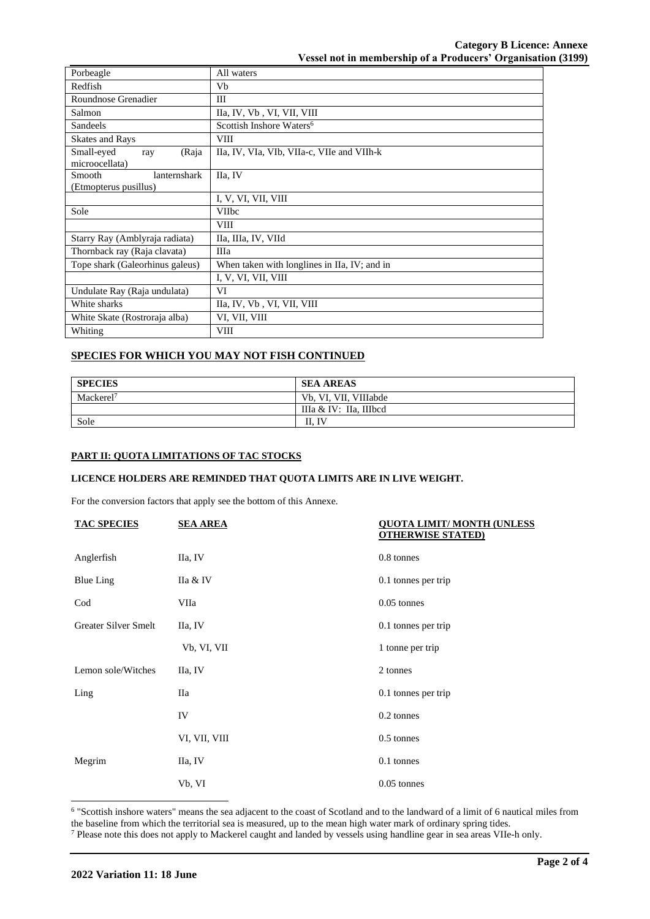| Porbeagle | All waters |
|---|---|
| Redfish | Vb |
| Roundnose Grenadier | III |
| Salmon | IIa, IV, Vb , VI, VII, VIII |
| Sandeels | Scottish Inshore Waters[6] |
| Skates and Rays | VIII |
| Small-eyed ray (Raja microocellata) | IIa, IV, VIa, VIb, VIIa-c, VIIe and VIIh-k |
| Smooth lanternshark (Etmopterus pusillus) | IIa, IV |
| | I, V, VI, VII, VIII |
| Sole | VIIbc |
| | VIII |
| Starry Ray (Amblyraja radiata) | IIa, IIIa, IV, VIId |
| Thornback ray (Raja clavata) | IIIa |
| Tope shark (Galeorhinus galeus) | When taken with longlines in IIa, IV; and in |
| | I, V, VI, VII, VIII |
| Undulate Ray (Raja undulata) | VI |
| White sharks | IIa, IV, Vb , VI, VII, VIII |
| White Skate (Rostroraja alba) | VI, VII, VIII |
| Whiting | VIII |

## SPECIES FOR WHICH YOU MAY NOT FISH CONTINUED

| SPECIES | SEA AREAS |
|---|---|
| Mackerel[7] | Vb, VI, VII, VIIIabde |
| | IIIa & IV: IIa, IIIbcd |
| Sole | II, IV |

### PART II: QUOTA LIMITATIONS OF TAC STOCKS

**LICENCE HOLDERS ARE REMINDED THAT QUOTA LIMITS ARE IN LIVE WEIGHT.**

For the conversion factors that apply see the bottom of this Annexe.

| TAC SPECIES | SEA AREA | QUOTA LIMIT/ MONTH (UNLESS OTHERWISE STATED) |
|---|---|---|
| Anglerfish | IIa, IV | 0.8 tonnes |
| Blue Ling | IIa & IV | 0.1 tonnes per trip |
| Cod | VIIa | 0.05 tonnes |
| Greater Silver Smelt | IIa, IV | 0.1 tonnes per trip |
| | Vb, VI, VII | 1 tonne per trip |
| Lemon sole/Witches | IIa, IV | 2 tonnes |
| Ling | IIa | 0.1 tonnes per trip |
| | IV | 0.2 tonnes |
| | VI, VII, VIII | 0.5 tonnes |
| Megrim | IIa, IV | 0.1 tonnes |
| | Vb, VI | 0.05 tonnes |

[6] "Scottish inshore waters" means the sea adjacent to the coast of Scotland and to the landward of a limit of 6 nautical miles from the baseline from which the territorial sea is measured, up to the mean high water mark of ordinary spring tides.

[7] Please note this does not apply to Mackerel caught and landed by vessels using handline gear in sea areas VIIe-h only.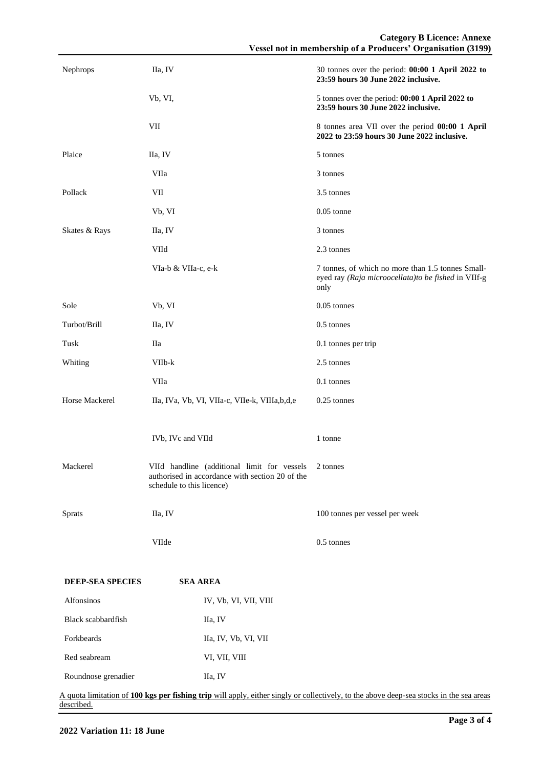| | | |
|---|---|---|
| Nephrops | IIa, IV | 30 tonnes over the period: **00:00 1 April 2022 to 23:59 hours 30 June 2022 inclusive.** |
| | Vb, VI, | 5 tonnes over the period: **00:00 1 April 2022 to 23:59 hours 30 June 2022 inclusive.** |
| | VII | 8 tonnes area VII over the period **00:00 1 April 2022 to 23:59 hours 30 June 2022 inclusive.** |
| Plaice | IIa, IV | 5 tonnes |
| | VIIa | 3 tonnes |
| Pollack | VII | 3.5 tonnes |
| | Vb, VI | 0.05 tonne |
| Skates & Rays | IIa, IV | 3 tonnes |
| | VIId | 2.3 tonnes |
| | VIa-b & VIIa-c, e-k | 7 tonnes, of which no more than 1.5 tonnes Small-eyed ray *(Raja microocellata)to be fished* in VIIf-g only |
| Sole | Vb, VI | 0.05 tonnes |
| Turbot/Brill | IIa, IV | 0.5 tonnes |
| Tusk | IIa | 0.1 tonnes per trip |
| Whiting | VIIb-k | 2.5 tonnes |
| | VIIa | 0.1 tonnes |
| Horse Mackerel | IIa, IVa, Vb, VI, VIIa-c, VIIe-k, VIIIa,b,d,e | 0.25 tonnes |
| | IVb, IVc and VIId | 1 tonne |
| Mackerel | VIId handline (additional limit for vessels authorised in accordance with section 20 of the schedule to this licence) | 2 tonnes |
| Sprats | IIa, IV | 100 tonnes per vessel per week |
| | VIIde | 0.5 tonnes |

| **DEEP-SEA SPECIES** | **SEA AREA** |
|---|---|
| Alfonsinos | IV, Vb, VI, VII, VIII |
| Black scabbardfish | IIa, IV |
| Forkbeards | IIa, IV, Vb, VI, VII |
| Red seabream | VI, VII, VIII |
| Roundnose grenadier | IIa, IV |

A quota limitation of **100 kgs per fishing trip** will apply, either singly or collectively, to the above deep-sea stocks in the sea areas described.

**2022 Variation 11: 18 June**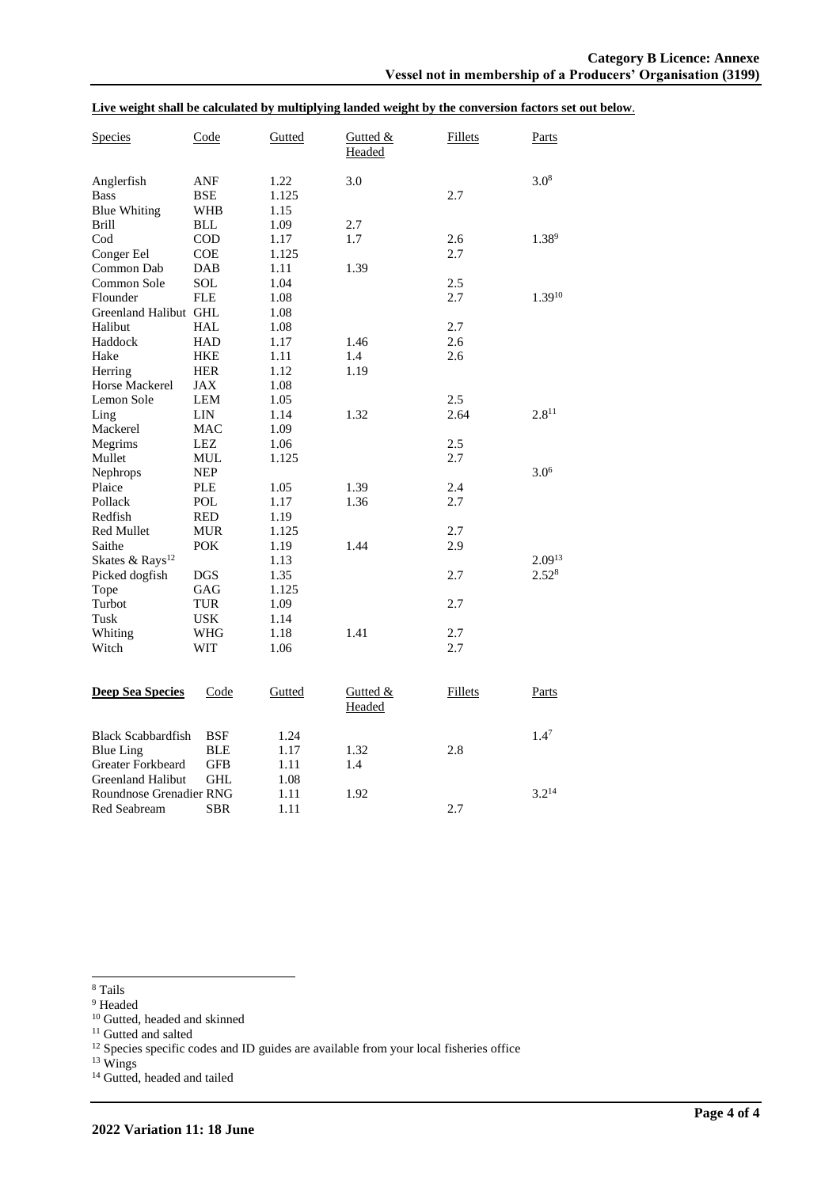**Live weight shall be calculated by multiplying landed weight by the conversion factors set out below.**

| Species | Code | Gutted | Gutted & Headed | Fillets | Parts |
|---|---|---|---|---|---|
| Anglerfish | ANF | 1.22 | 3.0 | | 3.0[8] |
| Bass | BSE | 1.125 | | 2.7 | |
| Blue Whiting | WHB | 1.15 | | | |
| Brill | BLL | 1.09 | 2.7 | | |
| Cod | COD | 1.17 | 1.7 | 2.6 | 1.38[9] |
| Conger Eel | COE | 1.125 | | 2.7 | |
| Common Dab | DAB | 1.11 | 1.39 | | |
| Common Sole | SOL | 1.04 | | 2.5 | |
| Flounder | FLE | 1.08 | | 2.7 | 1.39[10] |
| Greenland Halibut | GHL | 1.08 | | | |
| Halibut | HAL | 1.08 | | 2.7 | |
| Haddock | HAD | 1.17 | 1.46 | 2.6 | |
| Hake | HKE | 1.11 | 1.4 | 2.6 | |
| Herring | HER | 1.12 | 1.19 | | |
| Horse Mackerel | JAX | 1.08 | | | |
| Lemon Sole | LEM | 1.05 | | 2.5 | |
| Ling | LIN | 1.14 | 1.32 | 2.64 | 2.8[11] |
| Mackerel | MAC | 1.09 | | | |
| Megrims | LEZ | 1.06 | | 2.5 | |
| Mullet | MUL | 1.125 | | 2.7 | |
| Nephrops | NEP | | | | 3.0[6] |
| Plaice | PLE | 1.05 | 1.39 | 2.4 | |
| Pollack | POL | 1.17 | 1.36 | 2.7 | |
| Redfish | RED | 1.19 | | | |
| Red Mullet | MUR | 1.125 | | 2.7 | |
| Saithe | POK | 1.19 | 1.44 | 2.9 | |
| Skates & Rays[12] | | 1.13 | | | 2.09[13] |
| Picked dogfish | DGS | 1.35 | | 2.7 | 2.52[8] |
| Tope | GAG | 1.125 | | | |
| Turbot | TUR | 1.09 | | 2.7 | |
| Tusk | USK | 1.14 | | | |
| Whiting | WHG | 1.18 | 1.41 | 2.7 | |
| Witch | WIT | 1.06 | | 2.7 | |

| **Deep Sea Species** | Code | Gutted | Gutted & Headed | Fillets | Parts |
|---|---|---|---|---|---|
| Black Scabbardfish | BSF | 1.24 | | | 1.4[7] |
| Blue Ling | BLE | 1.17 | 1.32 | 2.8 | |
| Greater Forkbeard | GFB | 1.11 | 1.4 | | |
| Greenland Halibut | GHL | 1.08 | | | |
| Roundnose Grenadier | RNG | 1.11 | 1.92 | | 3.2[14] |
| Red Seabream | SBR | 1.11 | | 2.7 | |

[8] Tails
[9] Headed
[10] Gutted, headed and skinned
[11] Gutted and salted
[12] Species specific codes and ID guides are available from your local fisheries office
[13] Wings
[14] Gutted, headed and tailed